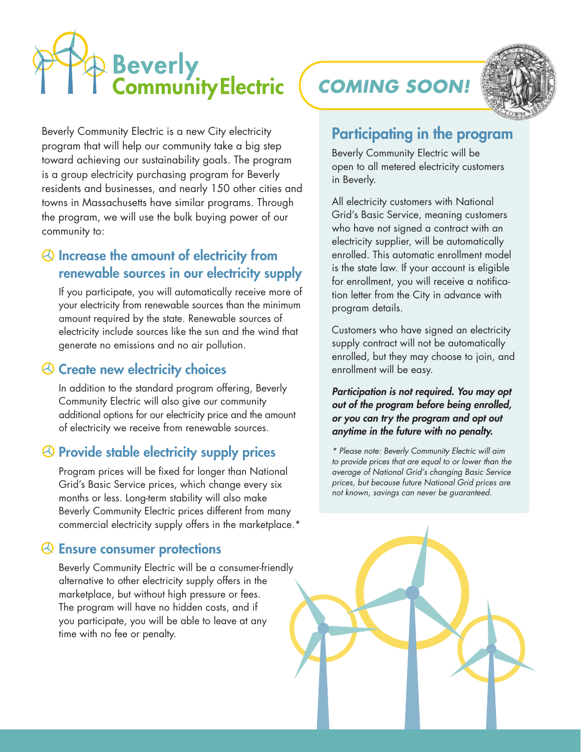# Beverly Community Electric

## COMING SOON!

Beverly Community Electric is a new City electricity program that will help our community take a big step toward achieving our sustainability goals. The program is a group electricity purchasing program for Beverly residents and businesses, and nearly 150 other cities and towns in Massachusetts have similar programs. Through the program, we will use the bulk buying power of our community to:

### Increase the amount of electricity from renewable sources in our electricity supply

If you participate, you will automatically receive more of your electricity from renewable sources than the minimum amount required by the state. Renewable sources of electricity include sources like the sun and the wind that generate no emissions and no air pollution.

### Create new electricity choices

In addition to the standard program offering, Beverly Community Electric will also give our community additional options for our electricity price and the amount of electricity we receive from renewable sources.

### Provide stable electricity supply prices

Program prices will be fixed for longer than National Grid's Basic Service prices, which change every six months or less. Long-term stability will also make Beverly Community Electric prices different from many commercial electricity supply offers in the marketplace.*

### Ensure consumer protections

Beverly Community Electric will be a consumer-friendly alternative to other electricity supply offers in the marketplace, but without high pressure or fees. The program will have no hidden costs, and if you participate, you will be able to leave at any time with no fee or penalty.

## Participating in the program

Beverly Community Electric will be open to all metered electricity customers in Beverly.

All electricity customers with National Grid's Basic Service, meaning customers who have not signed a contract with an electricity supplier, will be automatically enrolled. This automatic enrollment model is the state law. If your account is eligible for enrollment, you will receive a notification letter from the City in advance with program details.

Customers who have signed an electricity supply contract will not be automatically enrolled, but they may choose to join, and enrollment will be easy.

***Participation is not required. You may opt out of the program before being enrolled, or you can try the program and opt out anytime in the future with no penalty.***

*\* Please note: Beverly Community Electric will aim to provide prices that are equal to or lower than the average of National Grid's changing Basic Service prices, but because future National Grid prices are not known, savings can never be guaranteed.*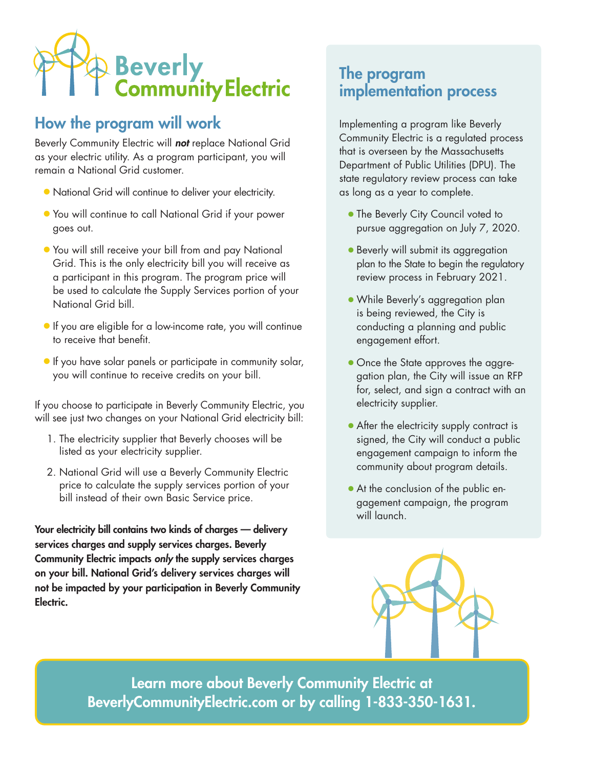# Beverly Community Electric

## How the program will work

Beverly Community Electric will ***not*** replace National Grid as your electric utility. As a program participant, you will remain a National Grid customer.

- National Grid will continue to deliver your electricity.
- You will continue to call National Grid if your power goes out.
- You will still receive your bill from and pay National Grid. This is the only electricity bill you will receive as a participant in this program. The program price will be used to calculate the Supply Services portion of your National Grid bill.
- If you are eligible for a low-income rate, you will continue to receive that benefit.
- If you have solar panels or participate in community solar, you will continue to receive credits on your bill.

If you choose to participate in Beverly Community Electric, you will see just two changes on your National Grid electricity bill:

1. The electricity supplier that Beverly chooses will be listed as your electricity supplier.
2. National Grid will use a Beverly Community Electric price to calculate the supply services portion of your bill instead of their own Basic Service price.

**Your electricity bill contains two kinds of charges — delivery services charges and supply services charges. Beverly Community Electric impacts *only* the supply services charges on your bill. National Grid's delivery services charges will not be impacted by your participation in Beverly Community Electric.**

## The program implementation process

Implementing a program like Beverly Community Electric is a regulated process that is overseen by the Massachusetts Department of Public Utilities (DPU). The state regulatory review process can take as long as a year to complete.

- The Beverly City Council voted to pursue aggregation on July 7, 2020.
- Beverly will submit its aggregation plan to the State to begin the regulatory review process in February 2021.
- While Beverly's aggregation plan is being reviewed, the City is conducting a planning and public engagement effort.
- Once the State approves the aggregation plan, the City will issue an RFP for, select, and sign a contract with an electricity supplier.
- After the electricity supply contract is signed, the City will conduct a public engagement campaign to inform the community about program details.
- At the conclusion of the public engagement campaign, the program will launch.

**Learn more about Beverly Community Electric at BeverlyCommunityElectric.com or by calling 1-833-350-1631.**